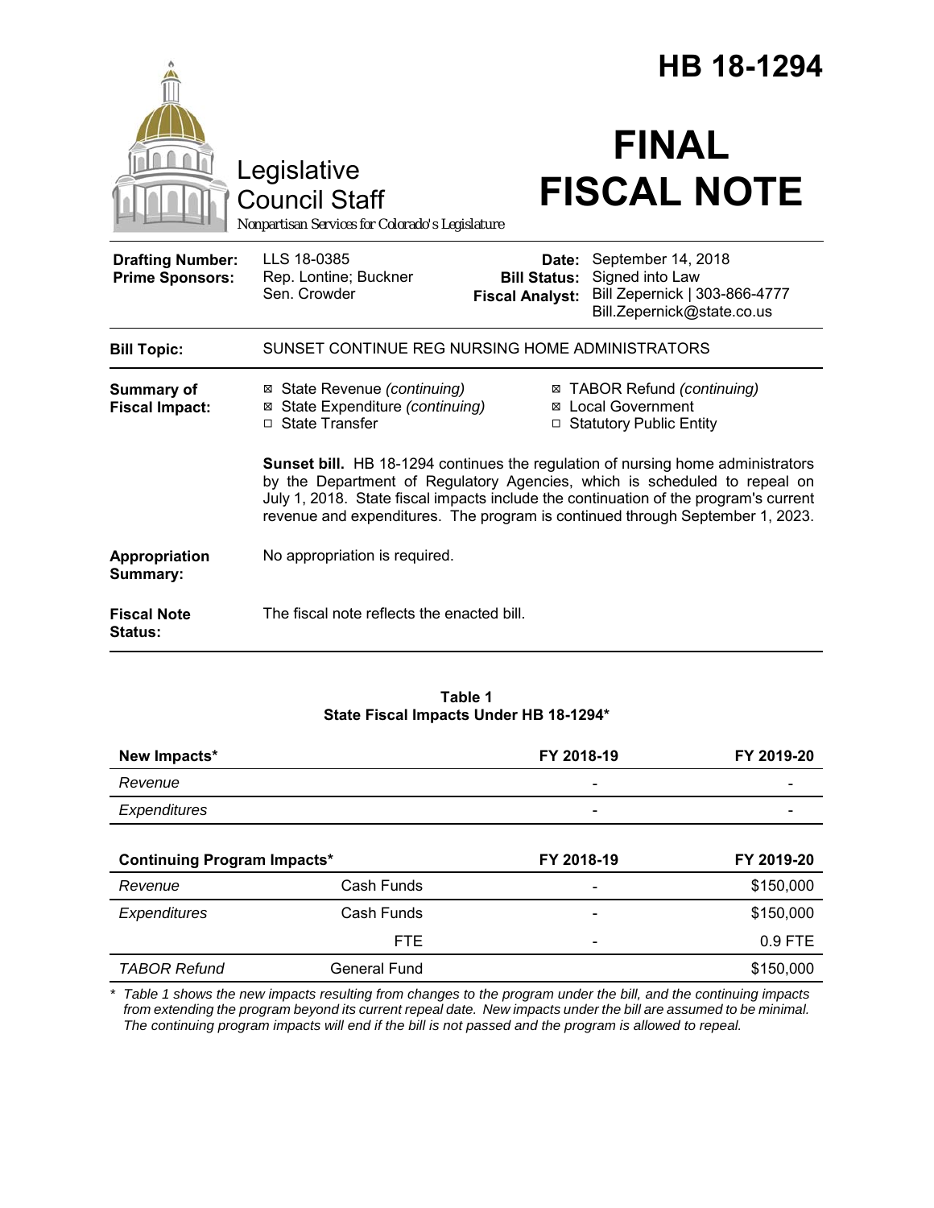# HB 18-1294

Legislative Council Staff

*Nonpartisan Services for Colorado's Legislature*

# FINAL FISCAL NOTE

**Drafting Number:** LLS 18-0385
**Prime Sponsors:** Rep. Lontine; Buckner
Sen. Crowder

**Date:** September 14, 2018
**Bill Status:** Signed into Law
**Fiscal Analyst:** Bill Zepernick | 303-866-4777
Bill.Zepernick@state.co.us

**Bill Topic:** SUNSET CONTINUE REG NURSING HOME ADMINISTRATORS

**Summary of Fiscal Impact:**

- ☒ State Revenue *(continuing)*
- ☒ State Expenditure *(continuing)*
- ☐ State Transfer
- ☒ TABOR Refund *(continuing)*
- ☒ Local Government
- ☐ Statutory Public Entity

**Sunset bill.** HB 18-1294 continues the regulation of nursing home administrators by the Department of Regulatory Agencies, which is scheduled to repeal on July 1, 2018. State fiscal impacts include the continuation of the program's current revenue and expenditures. The program is continued through September 1, 2023.

**Appropriation Summary:** No appropriation is required.

**Fiscal Note Status:** The fiscal note reflects the enacted bill.

**Table 1**
**State Fiscal Impacts Under HB 18-1294***

| New Impacts* | | FY 2018-19 | FY 2019-20 |
|---|---|---|---|
| *Revenue* | | - | - |
| *Expenditures* | | - | - |
| **Continuing Program Impacts*** | | **FY 2018-19** | **FY 2019-20** |
| *Revenue* | Cash Funds | - | $150,000 |
| *Expenditures* | Cash Funds | - | $150,000 |
| | FTE | - | 0.9 FTE |
| *TABOR Refund* | General Fund | | $150,000 |

\* *Table 1 shows the new impacts resulting from changes to the program under the bill, and the continuing impacts from extending the program beyond its current repeal date. New impacts under the bill are assumed to be minimal. The continuing program impacts will end if the bill is not passed and the program is allowed to repeal.*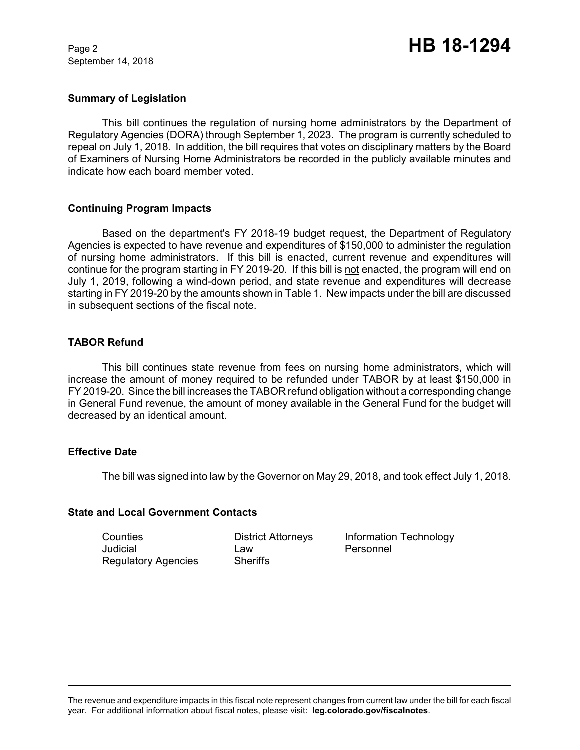## Summary of Legislation

This bill continues the regulation of nursing home administrators by the Department of Regulatory Agencies (DORA) through September 1, 2023. The program is currently scheduled to repeal on July 1, 2018. In addition, the bill requires that votes on disciplinary matters by the Board of Examiners of Nursing Home Administrators be recorded in the publicly available minutes and indicate how each board member voted.

## Continuing Program Impacts

Based on the department's FY 2018-19 budget request, the Department of Regulatory Agencies is expected to have revenue and expenditures of $150,000 to administer the regulation of nursing home administrators. If this bill is enacted, current revenue and expenditures will continue for the program starting in FY 2019-20. If this bill is not enacted, the program will end on July 1, 2019, following a wind-down period, and state revenue and expenditures will decrease starting in FY 2019-20 by the amounts shown in Table 1. New impacts under the bill are discussed in subsequent sections of the fiscal note.

## TABOR Refund

This bill continues state revenue from fees on nursing home administrators, which will increase the amount of money required to be refunded under TABOR by at least $150,000 in FY 2019-20. Since the bill increases the TABOR refund obligation without a corresponding change in General Fund revenue, the amount of money available in the General Fund for the budget will decreased by an identical amount.

## Effective Date

The bill was signed into law by the Governor on May 29, 2018, and took effect July 1, 2018.

## State and Local Government Contacts

| | | |
|---|---|---|
| Counties | District Attorneys | Information Technology |
| Judicial | Law | Personnel |
| Regulatory Agencies | Sheriffs | |

The revenue and expenditure impacts in this fiscal note represent changes from current law under the bill for each fiscal year. For additional information about fiscal notes, please visit: **leg.colorado.gov/fiscalnotes**.